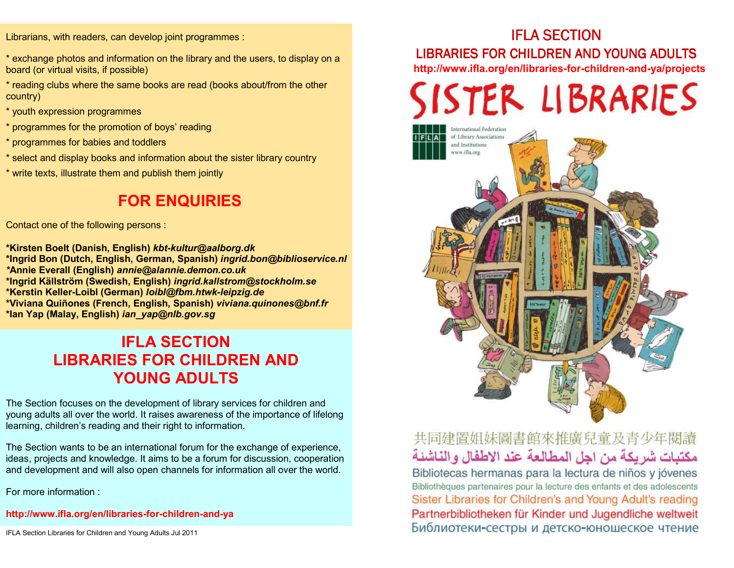Librarians, with readers, can develop joint programmes :

* exchange photos and information on the library and the users, to display on a board (or virtual visits, if possible)
* reading clubs where the same books are read (books about/from the other country)
* youth expression programmes
* programmes for the promotion of boys' reading
* programmes for babies and toddlers
* select and display books and information about the sister library country
* write texts, illustrate them and publish them jointly

## FOR ENQUIRIES

Contact one of the following persons :

**\*Kirsten Boelt (Danish, English)** ***kbt-kultur@aalborg.dk***
**\*Ingrid Bon (Dutch, English, German, Spanish)** ***ingrid.bon@biblioservice.nl***
***Annie Everall (English)** ***annie@alannie.demon.co.uk***
**\*Ingrid Källström (Swedish, English)** ***ingrid.kallstrom@stockholm.se***
**\*Kerstin Keller-Loibl (German)** ***loibl@fbm.htwk-leipzig.de***
**\*Viviana Quiñones (French, English, Spanish)** ***viviana.quinones@bnf.fr***
**\*Ian Yap (Malay, English)** ***ian_yap@nlb.gov.sg***

## IFLA SECTION LIBRARIES FOR CHILDREN AND YOUNG ADULTS

The Section focuses on the development of library services for children and young adults all over the world. It raises awareness of the importance of lifelong learning, children's reading and their right to information.

The Section wants to be an international forum for the exchange of experience, ideas, projects and knowledge. It aims to be a forum for discussion, cooperation and development and will also open channels for information all over the world.

For more information :

**http://www.ifla.org/en/libraries-for-children-and-ya**

IFLA Section Libraries for Children and Young Adults Jul 2011

# IFLA SECTION
# LIBRARIES FOR CHILDREN AND YOUNG ADULTS

**http://www.ifla.org/en/libraries-for-children-and-ya/projects**

# SISTER LIBRARIES

IFLA International Federation of Library Associations and Institutions www.ifla.org

共同建置姐妹圖書館來推廣兒童及青少年閱讀
مكتبات شريكة من اجل المطالعة عند الاطفال والناشئة
Bibliotecas hermanas para la lectura de niños y jóvenes
Bibliothèques partenaires pour la lecture des enfants et des adolescents
Sister Libraries for Children's and Young Adult's reading
Partnerbibliotheken für Kinder und Jugendliche weltweit
Библиотеки-сестры и детско-юношеское чтение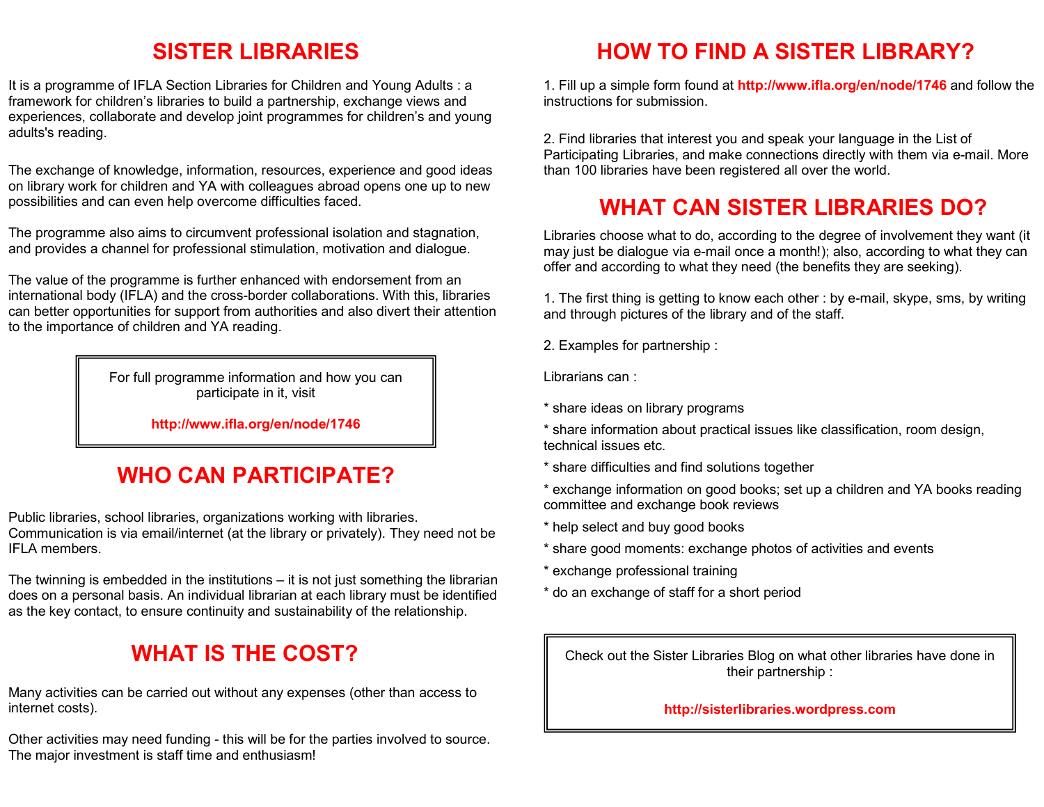# SISTER LIBRARIES

It is a programme of IFLA Section Libraries for Children and Young Adults : a framework for children's libraries to build a partnership, exchange views and experiences, collaborate and develop joint programmes for children's and young adults's reading.

The exchange of knowledge, information, resources, experience and good ideas on library work for children and YA with colleagues abroad opens one up to new possibilities and can even help overcome difficulties faced.

The programme also aims to circumvent professional isolation and stagnation, and provides a channel for professional stimulation, motivation and dialogue.

The value of the programme is further enhanced with endorsement from an international body (IFLA) and the cross-border collaborations. With this, libraries can better opportunities for support from authorities and also divert their attention to the importance of children and YA reading.

> For full programme information and how you can participate in it, visit
>
> **http://www.ifla.org/en/node/1746**

# WHO CAN PARTICIPATE?

Public libraries, school libraries, organizations working with libraries. Communication is via email/internet (at the library or privately). They need not be IFLA members.

The twinning is embedded in the institutions – it is not just something the librarian does on a personal basis. An individual librarian at each library must be identified as the key contact, to ensure continuity and sustainability of the relationship.

# WHAT IS THE COST?

Many activities can be carried out without any expenses (other than access to internet costs).

Other activities may need funding - this will be for the parties involved to source. The major investment is staff time and enthusiasm!

# HOW TO FIND A SISTER LIBRARY?

1. Fill up a simple form found at **http://www.ifla.org/en/node/1746** and follow the instructions for submission.

2. Find libraries that interest you and speak your language in the List of Participating Libraries, and make connections directly with them via e-mail. More than 100 libraries have been registered all over the world.

# WHAT CAN SISTER LIBRARIES DO?

Libraries choose what to do, according to the degree of involvement they want (it may just be dialogue via e-mail once a month!); also, according to what they can offer and according to what they need (the benefits they are seeking).

1. The first thing is getting to know each other : by e-mail, skype, sms, by writing and through pictures of the library and of the staff.

2. Examples for partnership :

Librarians can :

* share ideas on library programs
* share information about practical issues like classification, room design, technical issues etc.
* share difficulties and find solutions together
* exchange information on good books; set up a children and YA books reading committee and exchange book reviews
* help select and buy good books
* share good moments: exchange photos of activities and events
* exchange professional training
* do an exchange of staff for a short period

> Check out the Sister Libraries Blog on what other libraries have done in their partnership :
>
> **http://sisterlibraries.wordpress.com**